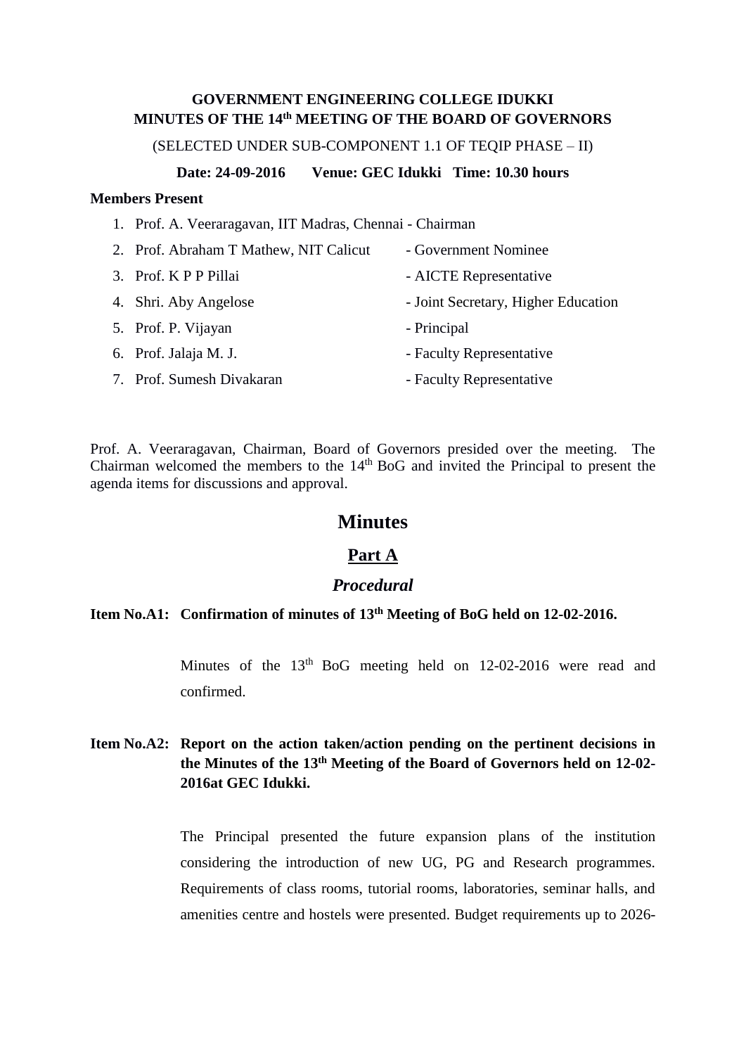**GOVERNMENT ENGINEERING COLLEGE IDUKKI**
**MINUTES OF THE 14th MEETING OF THE BOARD OF GOVERNORS**

(SELECTED UNDER SUB-COMPONENT 1.1 OF TEQIP PHASE – II)

**Date: 24-09-2016 Venue: GEC Idukki Time: 10.30 hours**

**Members Present**

1. Prof. A. Veeraragavan, IIT Madras, Chennai - Chairman
2. Prof. Abraham T Mathew, NIT Calicut - Government Nominee
3. Prof. K P P Pillai - AICTE Representative
4. Shri. Aby Angelose - Joint Secretary, Higher Education
5. Prof. P. Vijayan - Principal
6. Prof. Jalaja M. J. - Faculty Representative
7. Prof. Sumesh Divakaran - Faculty Representative

Prof. A. Veeraragavan, Chairman, Board of Governors presided over the meeting. The Chairman welcomed the members to the 14th BoG and invited the Principal to present the agenda items for discussions and approval.

# Minutes

## Part A

### *Procedural*

**Item No.A1: Confirmation of minutes of 13th Meeting of BoG held on 12-02-2016.**

Minutes of the 13th BoG meeting held on 12-02-2016 were read and confirmed.

**Item No.A2: Report on the action taken/action pending on the pertinent decisions in the Minutes of the 13th Meeting of the Board of Governors held on 12-02-2016at GEC Idukki.**

The Principal presented the future expansion plans of the institution considering the introduction of new UG, PG and Research programmes. Requirements of class rooms, tutorial rooms, laboratories, seminar halls, and amenities centre and hostels were presented. Budget requirements up to 2026-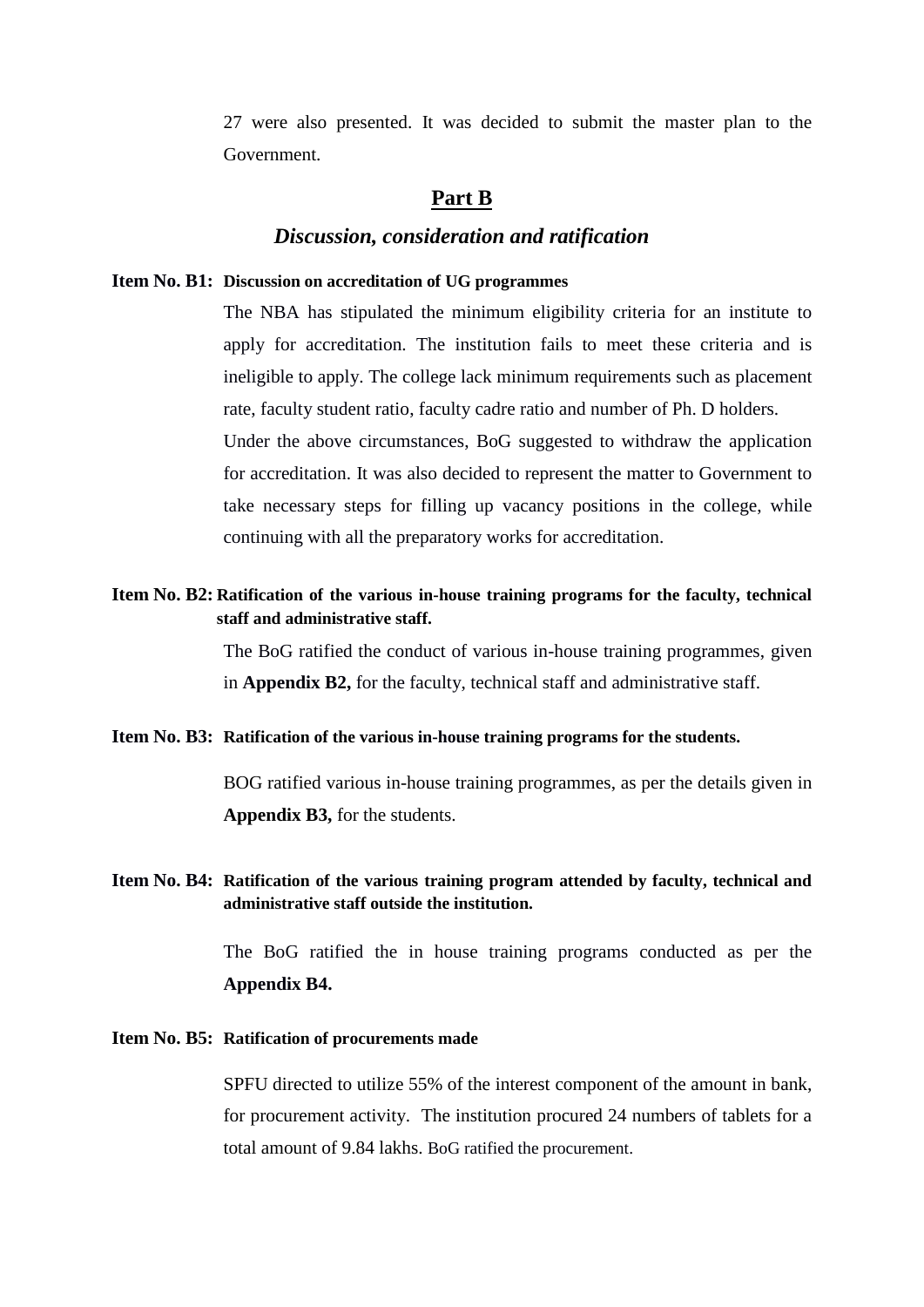27 were also presented. It was decided to submit the master plan to the Government.

## Part B

### *Discussion, consideration and ratification*

**Item No. B1: Discussion on accreditation of UG programmes**

The NBA has stipulated the minimum eligibility criteria for an institute to apply for accreditation. The institution fails to meet these criteria and is ineligible to apply. The college lack minimum requirements such as placement rate, faculty student ratio, faculty cadre ratio and number of Ph. D holders.

Under the above circumstances, BoG suggested to withdraw the application for accreditation. It was also decided to represent the matter to Government to take necessary steps for filling up vacancy positions in the college, while continuing with all the preparatory works for accreditation.

**Item No. B2: Ratification of the various in-house training programs for the faculty, technical staff and administrative staff.**

The BoG ratified the conduct of various in-house training programmes, given in **Appendix B2,** for the faculty, technical staff and administrative staff.

**Item No. B3: Ratification of the various in-house training programs for the students.**

BOG ratified various in-house training programmes, as per the details given in **Appendix B3,** for the students.

**Item No. B4: Ratification of the various training program attended by faculty, technical and administrative staff outside the institution.**

The BoG ratified the in house training programs conducted as per the **Appendix B4.**

**Item No. B5: Ratification of procurements made**

SPFU directed to utilize 55% of the interest component of the amount in bank, for procurement activity. The institution procured 24 numbers of tablets for a total amount of 9.84 lakhs. BoG ratified the procurement.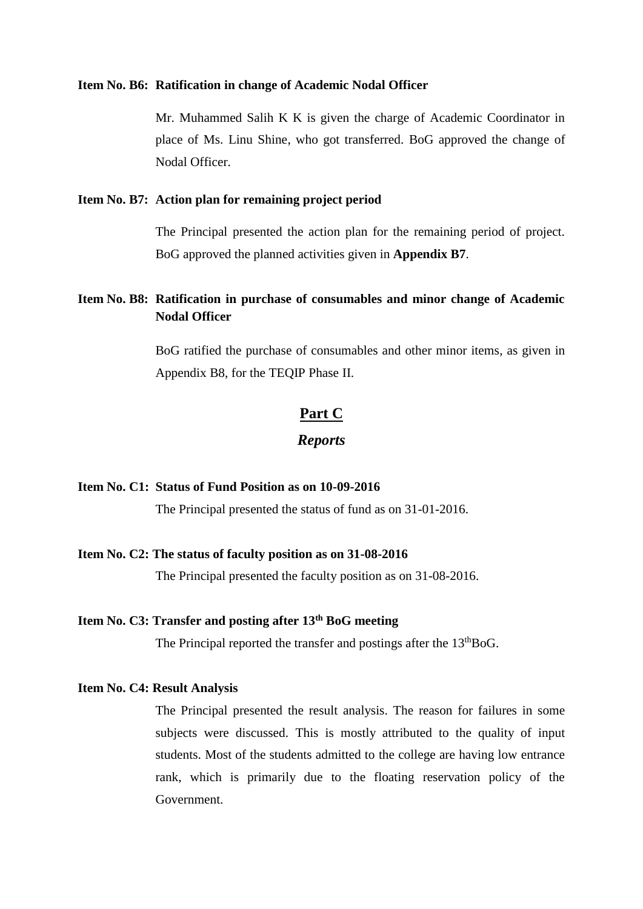**Item No. B6: Ratification in change of Academic Nodal Officer**

Mr. Muhammed Salih K K is given the charge of Academic Coordinator in place of Ms. Linu Shine, who got transferred. BoG approved the change of Nodal Officer.

**Item No. B7: Action plan for remaining project period**

The Principal presented the action plan for the remaining period of project. BoG approved the planned activities given in **Appendix B7**.

**Item No. B8: Ratification in purchase of consumables and minor change of Academic Nodal Officer**

BoG ratified the purchase of consumables and other minor items, as given in Appendix B8, for the TEQIP Phase II.

## Part C

### *Reports*

**Item No. C1: Status of Fund Position as on 10-09-2016**

The Principal presented the status of fund as on 31-01-2016.

**Item No. C2: The status of faculty position as on 31-08-2016**

The Principal presented the faculty position as on 31-08-2016.

**Item No. C3: Transfer and posting after 13th BoG meeting**

The Principal reported the transfer and postings after the 13thBoG.

**Item No. C4: Result Analysis**

The Principal presented the result analysis. The reason for failures in some subjects were discussed. This is mostly attributed to the quality of input students. Most of the students admitted to the college are having low entrance rank, which is primarily due to the floating reservation policy of the Government.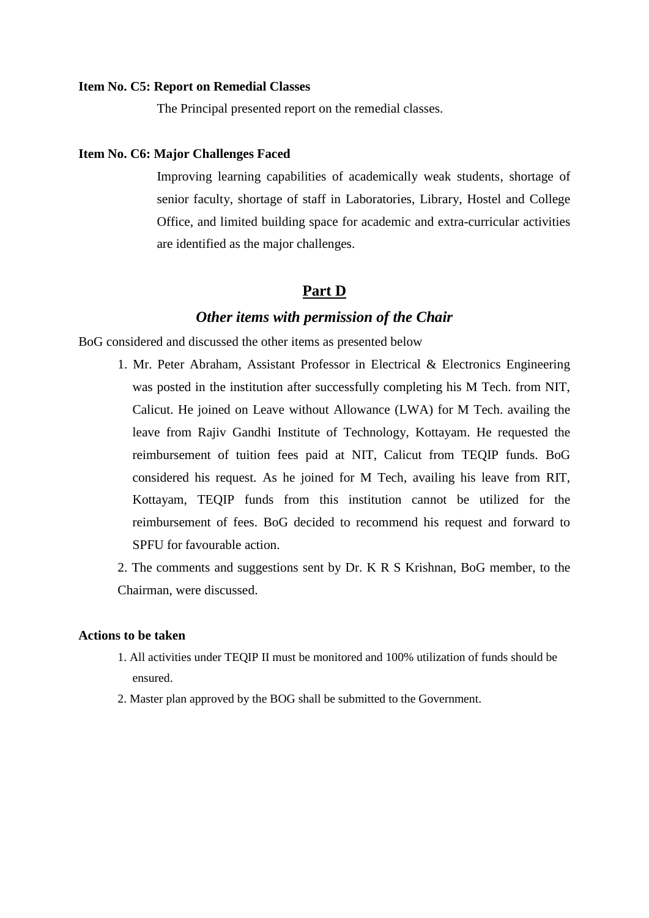**Item No. C5: Report on Remedial Classes**

The Principal presented report on the remedial classes.

**Item No. C6: Major Challenges Faced**

Improving learning capabilities of academically weak students, shortage of senior faculty, shortage of staff in Laboratories, Library, Hostel and College Office, and limited building space for academic and extra-curricular activities are identified as the major challenges.

## Part D

### *Other items with permission of the Chair*

BoG considered and discussed the other items as presented below

1. Mr. Peter Abraham, Assistant Professor in Electrical & Electronics Engineering was posted in the institution after successfully completing his M Tech. from NIT, Calicut. He joined on Leave without Allowance (LWA) for M Tech. availing the leave from Rajiv Gandhi Institute of Technology, Kottayam. He requested the reimbursement of tuition fees paid at NIT, Calicut from TEQIP funds. BoG considered his request. As he joined for M Tech, availing his leave from RIT, Kottayam, TEQIP funds from this institution cannot be utilized for the reimbursement of fees. BoG decided to recommend his request and forward to SPFU for favourable action.
2. The comments and suggestions sent by Dr. K R S Krishnan, BoG member, to the Chairman, were discussed.

**Actions to be taken**

1. All activities under TEQIP II must be monitored and 100% utilization of funds should be ensured.
2. Master plan approved by the BOG shall be submitted to the Government.